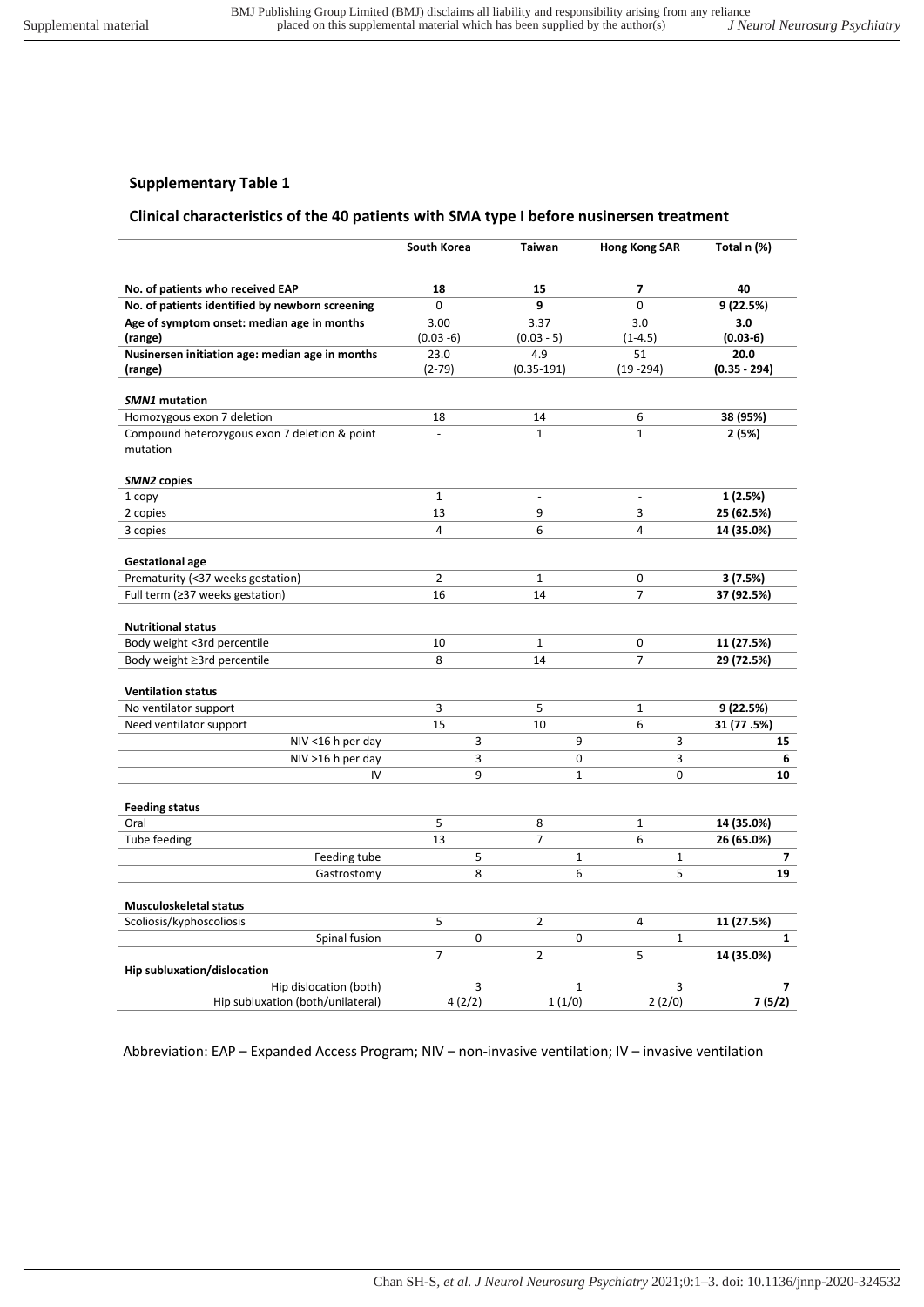## Supplementary Table 1

### Clinical characteristics of the 40 patients with SMA type I before nusinersen treatment

| | South Korea | Taiwan | Hong Kong SAR | Total n (%) |
|---|---|---|---|---|
| **No. of patients who received EAP** | **18** | **15** | **7** | **40** |
| **No. of patients identified by newborn screening** | 0 | **9** | 0 | **9 (22.5%)** |
| **Age of symptom onset: median age in months (range)** | 3.00 (0.03 -6) | 3.37 (0.03 - 5) | 3.0 (1-4.5) | **3.0 (0.03-6)** |
| **Nusinersen initiation age: median age in months (range)** | 23.0 (2-79) | 4.9 (0.35-191) | 51 (19 -294) | **20.0 (0.35 - 294)** |
| ***SMN1* mutation** | | | | |
| Homozygous exon 7 deletion | 18 | 14 | 6 | **38 (95%)** |
| Compound heterozygous exon 7 deletion & point mutation | - | 1 | 1 | **2 (5%)** |
| ***SMN2* copies** | | | | |
| 1 copy | 1 | - | - | **1 (2.5%)** |
| 2 copies | 13 | 9 | 3 | **25 (62.5%)** |
| 3 copies | 4 | 6 | 4 | **14 (35.0%)** |
| **Gestational age** | | | | |
| Prematurity (<37 weeks gestation) | 2 | 1 | 0 | **3 (7.5%)** |
| Full term (≥37 weeks gestation) | 16 | 14 | 7 | **37 (92.5%)** |
| **Nutritional status** | | | | |
| Body weight <3rd percentile | 10 | 1 | 0 | **11 (27.5%)** |
| Body weight ≥3rd percentile | 8 | 14 | 7 | **29 (72.5%)** |
| **Ventilation status** | | | | |
| No ventilator support | 3 | 5 | 1 | **9 (22.5%)** |
| Need ventilator support | 15 | 10 | 6 | **31 (77 .5%)** |
| NIV <16 h per day | 3 | 9 | 3 | **15** |
| NIV >16 h per day | 3 | 0 | 3 | **6** |
| IV | 9 | 1 | 0 | **10** |
| **Feeding status** | | | | |
| Oral | 5 | 8 | 1 | **14 (35.0%)** |
| Tube feeding | 13 | 7 | 6 | **26 (65.0%)** |
| Feeding tube | 5 | 1 | 1 | **7** |
| Gastrostomy | 8 | 6 | 5 | **19** |
| **Musculoskeletal status** | | | | |
| Scoliosis/kyphoscoliosis | 5 | 2 | 4 | **11 (27.5%)** |
| Spinal fusion | 0 | 0 | 1 | **1** |
| **Hip subluxation/dislocation** | 7 | 2 | 5 | **14 (35.0%)** |
| Hip dislocation (both) | 3 | 1 | 3 | **7** |
| Hip subluxation (both/unilateral) | 4 (2/2) | 1 (1/0) | 2 (2/0) | **7 (5/2)** |

Abbreviation: EAP – Expanded Access Program; NIV – non-invasive ventilation; IV – invasive ventilation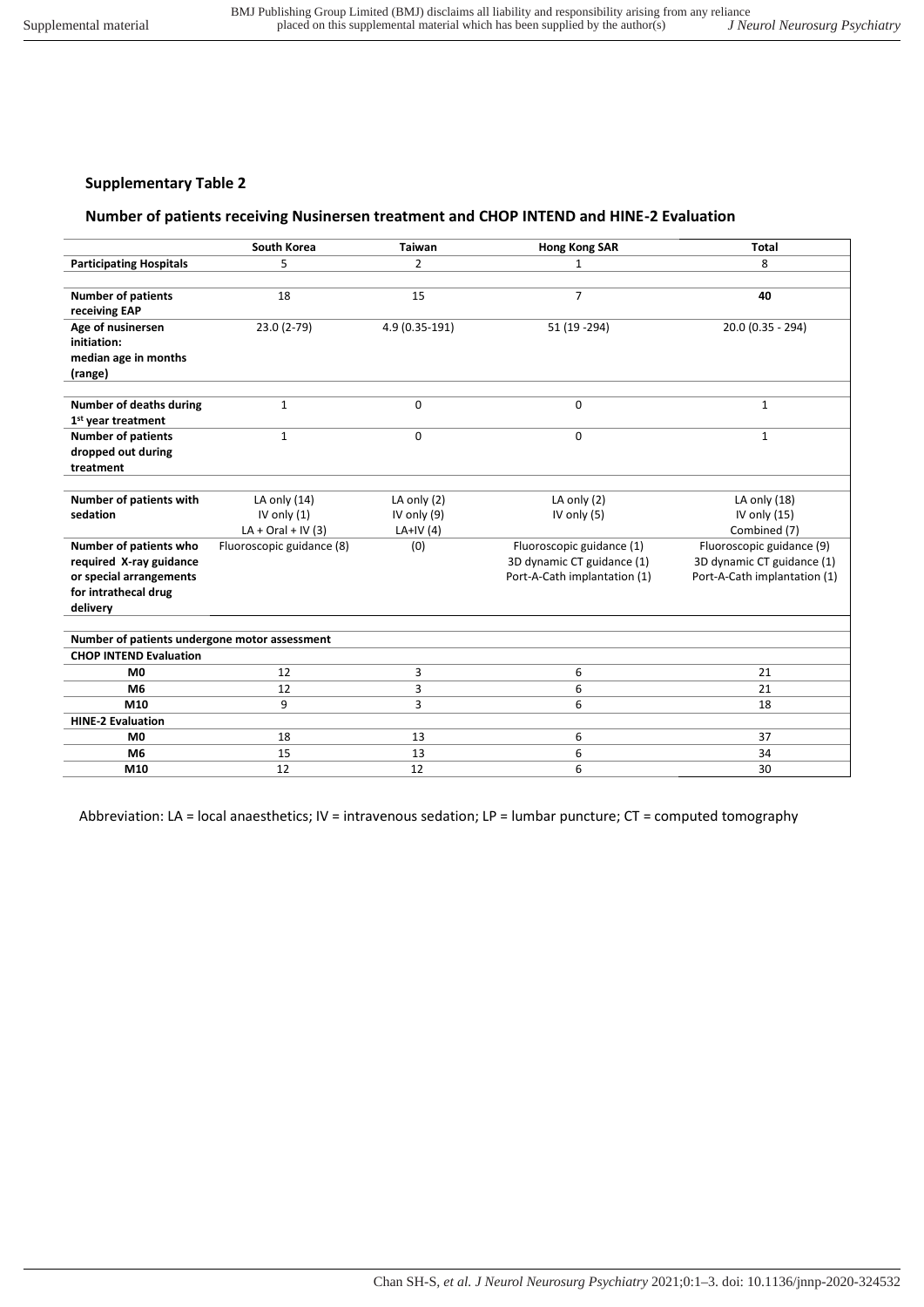## Supplementary Table 2

### Number of patients receiving Nusinersen treatment and CHOP INTEND and HINE-2 Evaluation

| | South Korea | Taiwan | Hong Kong SAR | Total |
|---|---|---|---|---|
| **Participating Hospitals** | 5 | 2 | 1 | 8 |
| **Number of patients receiving EAP** | 18 | 15 | 7 | **40** |
| **Age of nusinersen initiation: median age in months (range)** | 23.0 (2-79) | 4.9 (0.35-191) | 51 (19 -294) | 20.0 (0.35 - 294) |
| **Number of deaths during 1st year treatment** | 1 | 0 | 0 | 1 |
| **Number of patients dropped out during treatment** | 1 | 0 | 0 | 1 |
| **Number of patients with sedation** | LA only (14)<br>IV only (1)<br>LA + Oral + IV (3) | LA only (2)<br>IV only (9)<br>LA+IV (4) | LA only (2)<br>IV only (5) | LA only (18)<br>IV only (15)<br>Combined (7) |
| **Number of patients who required X-ray guidance or special arrangements for intrathecal drug delivery** | Fluoroscopic guidance (8) | (0) | Fluoroscopic guidance (1)<br>3D dynamic CT guidance (1)<br>Port-A-Cath implantation (1) | Fluoroscopic guidance (9)<br>3D dynamic CT guidance (1)<br>Port-A-Cath implantation (1) |
| **Number of patients undergone motor assessment** | | | | |
| **CHOP INTEND Evaluation** | | | | |
| **M0** | 12 | 3 | 6 | 21 |
| **M6** | 12 | 3 | 6 | 21 |
| **M10** | 9 | 3 | 6 | 18 |
| **HINE-2 Evaluation** | | | | |
| **M0** | 18 | 13 | 6 | 37 |
| **M6** | 15 | 13 | 6 | 34 |
| **M10** | 12 | 12 | 6 | 30 |

Abbreviation: LA = local anaesthetics; IV = intravenous sedation; LP = lumbar puncture; CT = computed tomography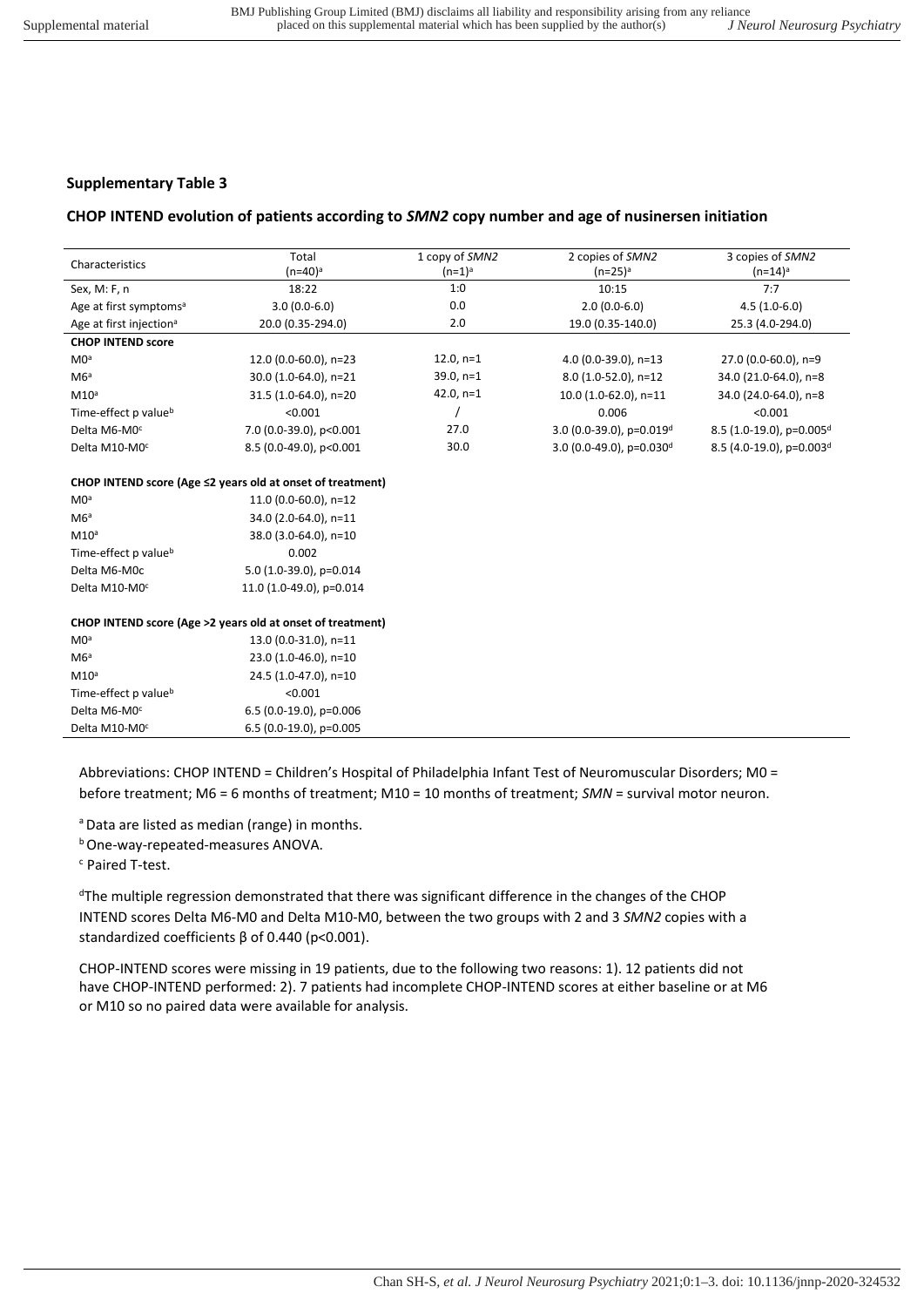Supplemental material

## Supplementary Table 3

### CHOP INTEND evolution of patients according to *SMN2* copy number and age of nusinersen initiation

| Characteristics | Total (n=40)[a] | 1 copy of *SMN2* (n=1)[a] | 2 copies of *SMN2* (n=25)[a] | 3 copies of *SMN2* (n=14)[a] |
|---|---|---|---|---|
| Sex, M: F, n | 18:22 | 1:0 | 10:15 | 7:7 |
| Age at first symptoms[a] | 3.0 (0.0-6.0) | 0.0 | 2.0 (0.0-6.0) | 4.5 (1.0-6.0) |
| Age at first injection[a] | 20.0 (0.35-294.0) | 2.0 | 19.0 (0.35-140.0) | 25.3 (4.0-294.0) |
| **CHOP INTEND score** | | | | |
| M0[a] | 12.0 (0.0-60.0), n=23 | 12.0, n=1 | 4.0 (0.0-39.0), n=13 | 27.0 (0.0-60.0), n=9 |
| M6[a] | 30.0 (1.0-64.0), n=21 | 39.0, n=1 | 8.0 (1.0-52.0), n=12 | 34.0 (21.0-64.0), n=8 |
| M10[a] | 31.5 (1.0-64.0), n=20 | 42.0, n=1 | 10.0 (1.0-62.0), n=11 | 34.0 (24.0-64.0), n=8 |
| Time-effect p value[b] | <0.001 | / | 0.006 | <0.001 |
| Delta M6-M0[c] | 7.0 (0.0-39.0), p<0.001 | 27.0 | 3.0 (0.0-39.0), p=0.019[d] | 8.5 (1.0-19.0), p=0.005[d] |
| Delta M10-M0[c] | 8.5 (0.0-49.0), p<0.001 | 30.0 | 3.0 (0.0-49.0), p=0.030[d] | 8.5 (4.0-19.0), p=0.003[d] |
| **CHOP INTEND score (Age ≤2 years old at onset of treatment)** | | | | |
| M0[a] | 11.0 (0.0-60.0), n=12 | | | |
| M6[a] | 34.0 (2.0-64.0), n=11 | | | |
| M10[a] | 38.0 (3.0-64.0), n=10 | | | |
| Time-effect p value[b] | 0.002 | | | |
| Delta M6-M0c | 5.0 (1.0-39.0), p=0.014 | | | |
| Delta M10-M0[c] | 11.0 (1.0-49.0), p=0.014 | | | |
| **CHOP INTEND score (Age >2 years old at onset of treatment)** | | | | |
| M0[a] | 13.0 (0.0-31.0), n=11 | | | |
| M6[a] | 23.0 (1.0-46.0), n=10 | | | |
| M10[a] | 24.5 (1.0-47.0), n=10 | | | |
| Time-effect p value[b] | <0.001 | | | |
| Delta M6-M0[c] | 6.5 (0.0-19.0), p=0.006 | | | |
| Delta M10-M0[c] | 6.5 (0.0-19.0), p=0.005 | | | |

Abbreviations: CHOP INTEND = Children's Hospital of Philadelphia Infant Test of Neuromuscular Disorders; M0 = before treatment; M6 = 6 months of treatment; M10 = 10 months of treatment; *SMN* = survival motor neuron.

[a] Data are listed as median (range) in months.

[b] One-way-repeated-measures ANOVA.

[c] Paired T-test.

[d] The multiple regression demonstrated that there was significant difference in the changes of the CHOP INTEND scores Delta M6-M0 and Delta M10-M0, between the two groups with 2 and 3 *SMN2* copies with a standardized coefficients β of 0.440 (p<0.001).

CHOP-INTEND scores were missing in 19 patients, due to the following two reasons: 1). 12 patients did not have CHOP-INTEND performed: 2). 7 patients had incomplete CHOP-INTEND scores at either baseline or at M6 or M10 so no paired data were available for analysis.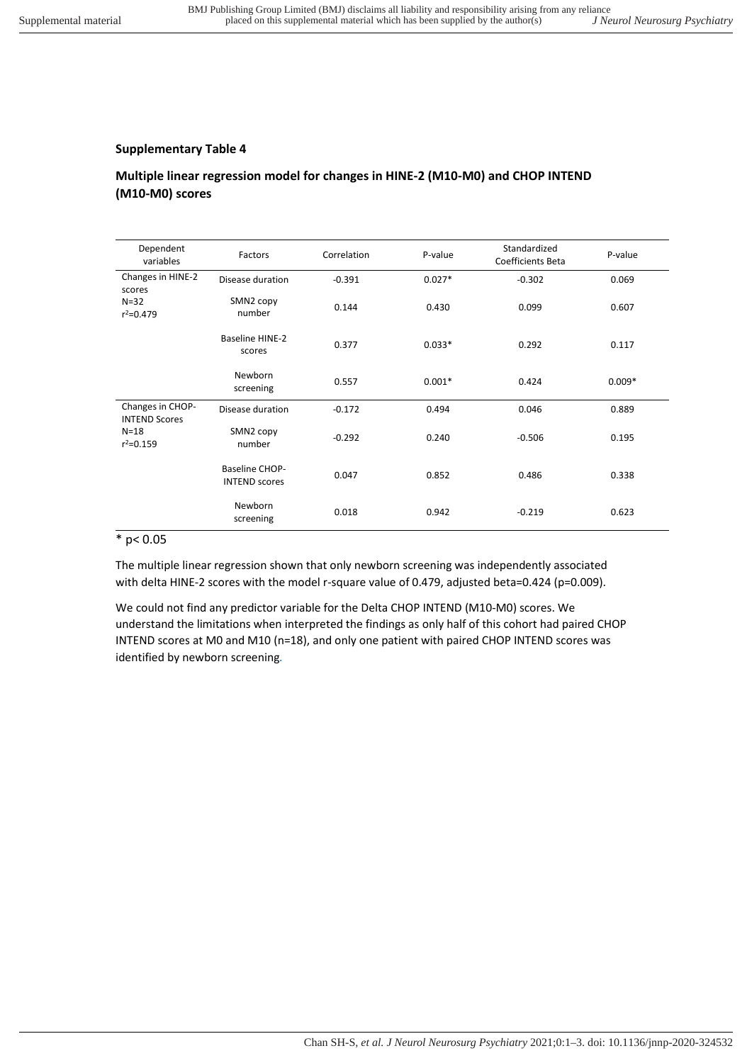## Supplementary Table 4

## Multiple linear regression model for changes in HINE-2 (M10-M0) and CHOP INTEND (M10-M0) scores

| Dependent variables | Factors | Correlation | P-value | Standardized Coefficients Beta | P-value |
|---|---|---|---|---|---|
| Changes in HINE-2 scores<br>N=32<br>$r^2$=0.479 | Disease duration | -0.391 | 0.027* | -0.302 | 0.069 |
| | SMN2 copy number | 0.144 | 0.430 | 0.099 | 0.607 |
| | Baseline HINE-2 scores | 0.377 | 0.033* | 0.292 | 0.117 |
| | Newborn screening | 0.557 | 0.001* | 0.424 | 0.009* |
| Changes in CHOP-INTEND Scores<br>N=18<br>$r^2$=0.159 | Disease duration | -0.172 | 0.494 | 0.046 | 0.889 |
| | SMN2 copy number | -0.292 | 0.240 | -0.506 | 0.195 |
| | Baseline CHOP-INTEND scores | 0.047 | 0.852 | 0.486 | 0.338 |
| | Newborn screening | 0.018 | 0.942 | -0.219 | 0.623 |

* $p < 0.05$

The multiple linear regression shown that only newborn screening was independently associated with delta HINE-2 scores with the model r-square value of 0.479, adjusted beta=0.424 (p=0.009).

We could not find any predictor variable for the Delta CHOP INTEND (M10-M0) scores. We understand the limitations when interpreted the findings as only half of this cohort had paired CHOP INTEND scores at M0 and M10 (n=18), and only one patient with paired CHOP INTEND scores was identified by newborn screening.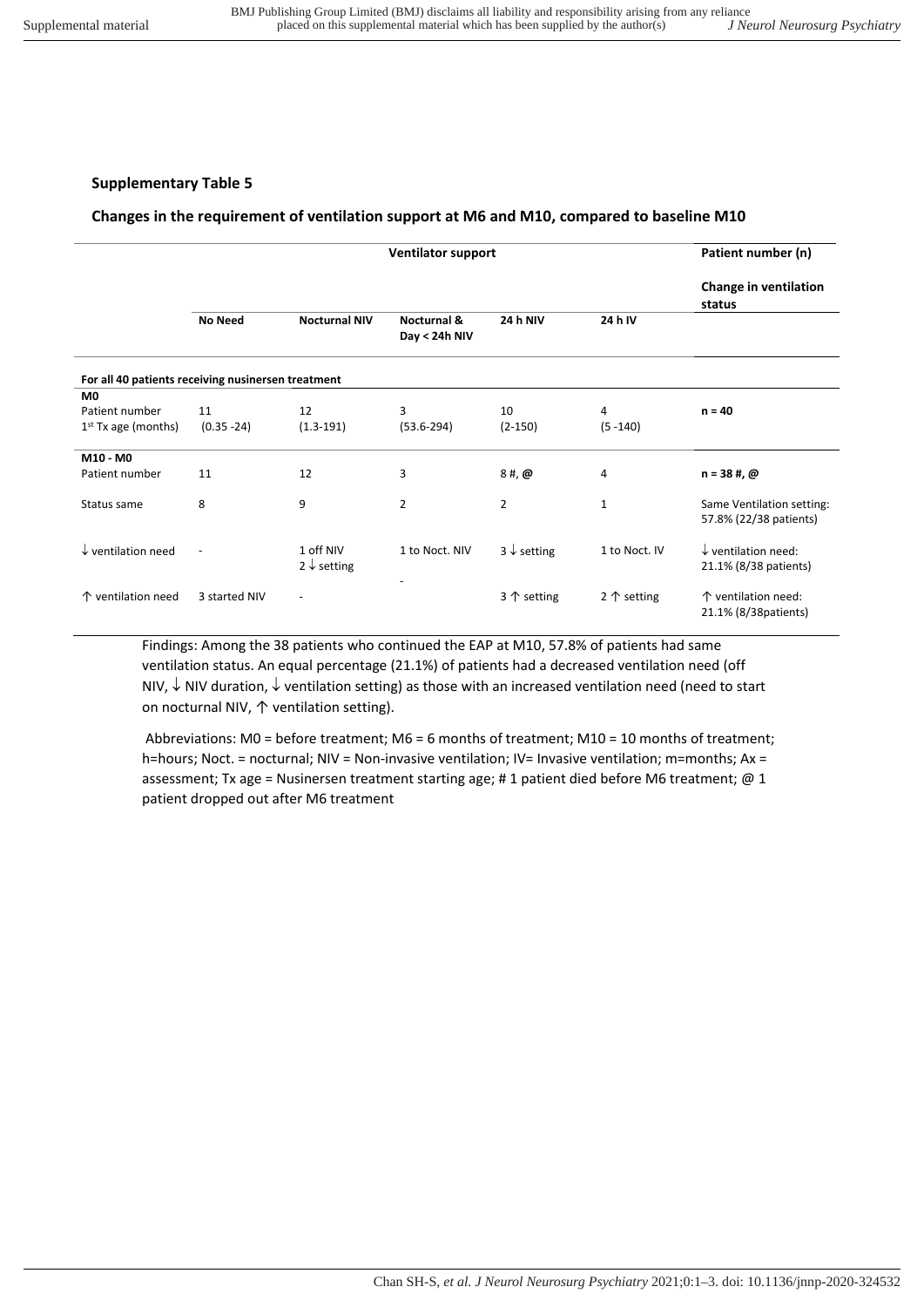## Supplementary Table 5

### Changes in the requirement of ventilation support at M6 and M10, compared to baseline M10

| | Ventilator support | | | | | Patient number (n) |
|---|---|---|---|---|---|---|
| | | | | | | Change in ventilation status |
| | No Need | Nocturnal NIV | Nocturnal & Day < 24h NIV | 24 h NIV | 24 h IV | |
| **For all 40 patients receiving nusinersen treatment** | | | | | | |
| **M0** | | | | | | |
| Patient number | 11 | 12 | 3 | 10 | 4 | n = 40 |
| 1st Tx age (months) | (0.35 -24) | (1.3-191) | (53.6-294) | (2-150) | (5 -140) | |
| **M10 - M0** | | | | | | |
| Patient number | 11 | 12 | 3 | 8 #, @ | 4 | **n = 38 #, @** |
| Status same | 8 | 9 | 2 | 2 | 1 | Same Ventilation setting: 57.8% (22/38 patients) |
| ↓ ventilation need | - | 1 off NIV<br>2 ↓ setting | 1 to Noct. NIV | 3 ↓ setting | 1 to Noct. IV | ↓ ventilation need: 21.1% (8/38 patients) |
| ↑ ventilation need | 3 started NIV | - | - | 3 ↑ setting | 2 ↑ setting | ↑ ventilation need: 21.1% (8/38patients) |

Findings: Among the 38 patients who continued the EAP at M10, 57.8% of patients had same ventilation status. An equal percentage (21.1%) of patients had a decreased ventilation need (off NIV, ↓ NIV duration, ↓ ventilation setting) as those with an increased ventilation need (need to start on nocturnal NIV, ↑ ventilation setting).

Abbreviations: M0 = before treatment; M6 = 6 months of treatment; M10 = 10 months of treatment; h=hours; Noct. = nocturnal; NIV = Non-invasive ventilation; IV= Invasive ventilation; m=months; Ax = assessment; Tx age = Nusinersen treatment starting age; # 1 patient died before M6 treatment; @ 1 patient dropped out after M6 treatment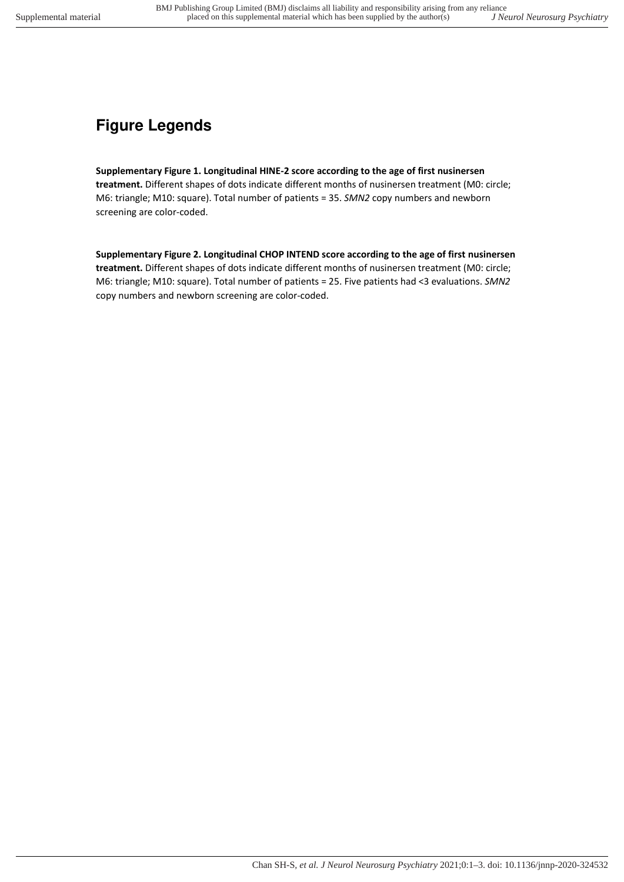# Figure Legends

**Supplementary Figure 1. Longitudinal HINE-2 score according to the age of first nusinersen treatment.** Different shapes of dots indicate different months of nusinersen treatment (M0: circle; M6: triangle; M10: square). Total number of patients = 35. *SMN2* copy numbers and newborn screening are color-coded.

**Supplementary Figure 2. Longitudinal CHOP INTEND score according to the age of first nusinersen treatment.** Different shapes of dots indicate different months of nusinersen treatment (M0: circle; M6: triangle; M10: square). Total number of patients = 25. Five patients had <3 evaluations. *SMN2* copy numbers and newborn screening are color-coded.